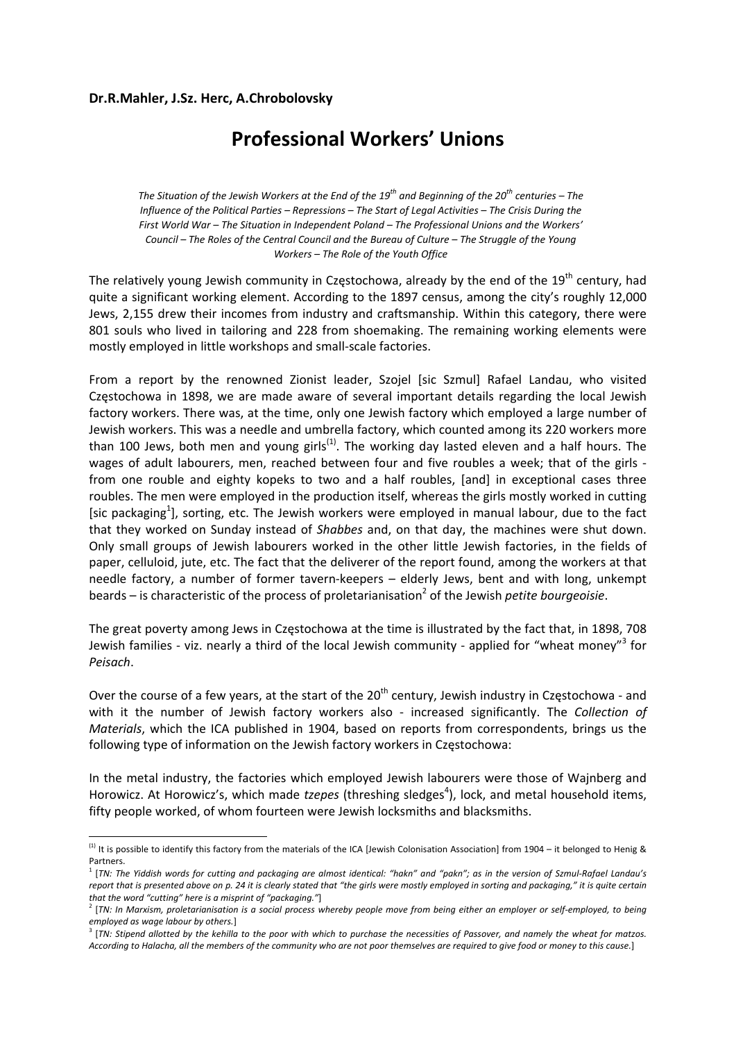**Dr.R.Mahler, J.Sz. Herc, A.Chrobolovsky**

# Professional Workers' Unions

*The Situation of the Jewish Workers at the End of the 19th and Beginning of the 20th centuries – The Influence of the Political Parties – Repressions – The Start of Legal Activities – The Crisis During the First World War – The Situation in Independent Poland – The Professional Unions and the Workers' Council – The Roles of the Central Council and the Bureau of Culture – The Struggle of the Young Workers – The Role of the Youth Office*

The relatively young Jewish community in Częstochowa, already by the end of the 19th century, had quite a significant working element. According to the 1897 census, among the city's roughly 12,000 Jews, 2,155 drew their incomes from industry and craftsmanship. Within this category, there were 801 souls who lived in tailoring and 228 from shoemaking. The remaining working elements were mostly employed in little workshops and small-scale factories.

From a report by the renowned Zionist leader, Szojel [sic Szmul] Rafael Landau, who visited Częstochowa in 1898, we are made aware of several important details regarding the local Jewish factory workers. There was, at the time, only one Jewish factory which employed a large number of Jewish workers. This was a needle and umbrella factory, which counted among its 220 workers more than 100 Jews, both men and young girls[(1)]. The working day lasted eleven and a half hours. The wages of adult labourers, men, reached between four and five roubles a week; that of the girls - from one rouble and eighty kopeks to two and a half roubles, [and] in exceptional cases three roubles. The men were employed in the production itself, whereas the girls mostly worked in cutting [sic packaging[1]], sorting, etc. The Jewish workers were employed in manual labour, due to the fact that they worked on Sunday instead of *Shabbes* and, on that day, the machines were shut down. Only small groups of Jewish labourers worked in the other little Jewish factories, in the fields of paper, celluloid, jute, etc. The fact that the deliverer of the report found, among the workers at that needle factory, a number of former tavern-keepers – elderly Jews, bent and with long, unkempt beards – is characteristic of the process of proletarianisation[2] of the Jewish *petite bourgeoisie*.

The great poverty among Jews in Częstochowa at the time is illustrated by the fact that, in 1898, 708 Jewish families - viz. nearly a third of the local Jewish community - applied for "wheat money"[3] for *Peisach*.

Over the course of a few years, at the start of the 20th century, Jewish industry in Częstochowa - and with it the number of Jewish factory workers also - increased significantly. The *Collection of Materials*, which the ICA published in 1904, based on reports from correspondents, brings us the following type of information on the Jewish factory workers in Częstochowa:

In the metal industry, the factories which employed Jewish labourers were those of Wajnberg and Horowicz. At Horowicz's, which made *tzepes* (threshing sledges[4]), lock, and metal household items, fifty people worked, of whom fourteen were Jewish locksmiths and blacksmiths.

---

[(1)] It is possible to identify this factory from the materials of the ICA [Jewish Colonisation Association] from 1904 – it belonged to Henig & Partners.

[1] [*TN: The Yiddish words for cutting and packaging are almost identical: "hakn" and "pakn"; as in the version of Szmul-Rafael Landau's report that is presented above on p. 24 it is clearly stated that "the girls were mostly employed in sorting and packaging," it is quite certain that the word "cutting" here is a misprint of "packaging."*]

[2] [*TN: In Marxism, proletarianisation is a social process whereby people move from being either an employer or self-employed, to being employed as wage labour by others.*]

[3] [*TN: Stipend allotted by the kehilla to the poor with which to purchase the necessities of Passover, and namely the wheat for matzos. According to Halacha, all the members of the community who are not poor themselves are required to give food or money to this cause.*]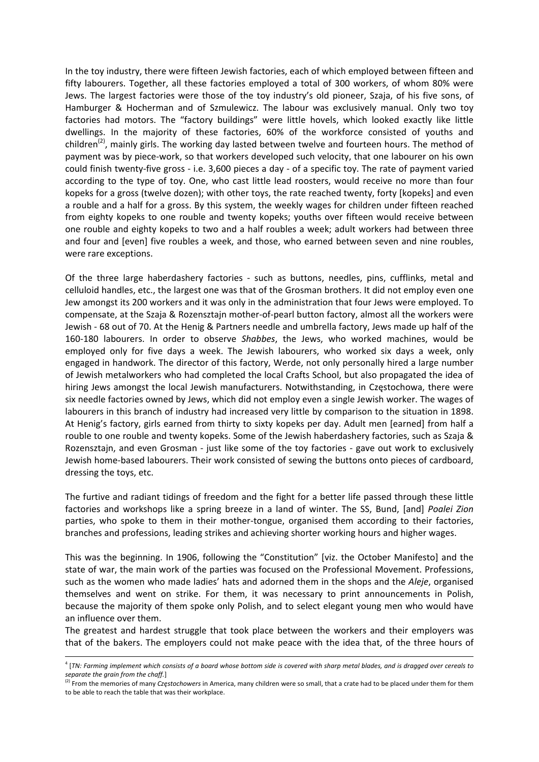In the toy industry, there were fifteen Jewish factories, each of which employed between fifteen and fifty labourers. Together, all these factories employed a total of 300 workers, of whom 80% were Jews. The largest factories were those of the toy industry's old pioneer, Szaja, of his five sons, of Hamburger & Hocherman and of Szmulewicz. The labour was exclusively manual. Only two toy factories had motors. The "factory buildings" were little hovels, which looked exactly like little dwellings. In the majority of these factories, 60% of the workforce consisted of youths and children[(2)], mainly girls. The working day lasted between twelve and fourteen hours. The method of payment was by piece-work, so that workers developed such velocity, that one labourer on his own could finish twenty-five gross - i.e. 3,600 pieces a day - of a specific toy. The rate of payment varied according to the type of toy. One, who cast little lead roosters, would receive no more than four kopeks for a gross (twelve dozen); with other toys, the rate reached twenty, forty [kopeks] and even a rouble and a half for a gross. By this system, the weekly wages for children under fifteen reached from eighty kopeks to one rouble and twenty kopeks; youths over fifteen would receive between one rouble and eighty kopeks to two and a half roubles a week; adult workers had between three and four and [even] five roubles a week, and those, who earned between seven and nine roubles, were rare exceptions.

Of the three large haberdashery factories - such as buttons, needles, pins, cufflinks, metal and celluloid handles, etc., the largest one was that of the Grosman brothers. It did not employ even one Jew amongst its 200 workers and it was only in the administration that four Jews were employed. To compensate, at the Szaja & Rozensztajn mother-of-pearl button factory, almost all the workers were Jewish - 68 out of 70. At the Henig & Partners needle and umbrella factory, Jews made up half of the 160-180 labourers. In order to observe *Shabbes*, the Jews, who worked machines, would be employed only for five days a week. The Jewish labourers, who worked six days a week, only engaged in handwork. The director of this factory, Werde, not only personally hired a large number of Jewish metalworkers who had completed the local Crafts School, but also propagated the idea of hiring Jews amongst the local Jewish manufacturers. Notwithstanding, in Częstochowa, there were six needle factories owned by Jews, which did not employ even a single Jewish worker. The wages of labourers in this branch of industry had increased very little by comparison to the situation in 1898. At Henig's factory, girls earned from thirty to sixty kopeks per day. Adult men [earned] from half a rouble to one rouble and twenty kopeks. Some of the Jewish haberdashery factories, such as Szaja & Rozensztajn, and even Grosman - just like some of the toy factories - gave out work to exclusively Jewish home-based labourers. Their work consisted of sewing the buttons onto pieces of cardboard, dressing the toys, etc.

The furtive and radiant tidings of freedom and the fight for a better life passed through these little factories and workshops like a spring breeze in a land of winter. The SS, Bund, [and] *Poalei Zion* parties, who spoke to them in their mother-tongue, organised them according to their factories, branches and professions, leading strikes and achieving shorter working hours and higher wages.

This was the beginning. In 1906, following the "Constitution" [viz. the October Manifesto] and the state of war, the main work of the parties was focused on the Professional Movement. Professions, such as the women who made ladies' hats and adorned them in the shops and the *Aleje*, organised themselves and went on strike. For them, it was necessary to print announcements in Polish, because the majority of them spoke only Polish, and to select elegant young men who would have an influence over them.

The greatest and hardest struggle that took place between the workers and their employers was that of the bakers. The employers could not make peace with the idea that, of the three hours of

---

[4] [*TN: Farming implement which consists of a board whose bottom side is covered with sharp metal blades, and is dragged over cereals to separate the grain from the chaff.*]

[(2)] From the memories of many *Częstochowers* in America, many children were so small, that a crate had to be placed under them for them to be able to reach the table that was their workplace.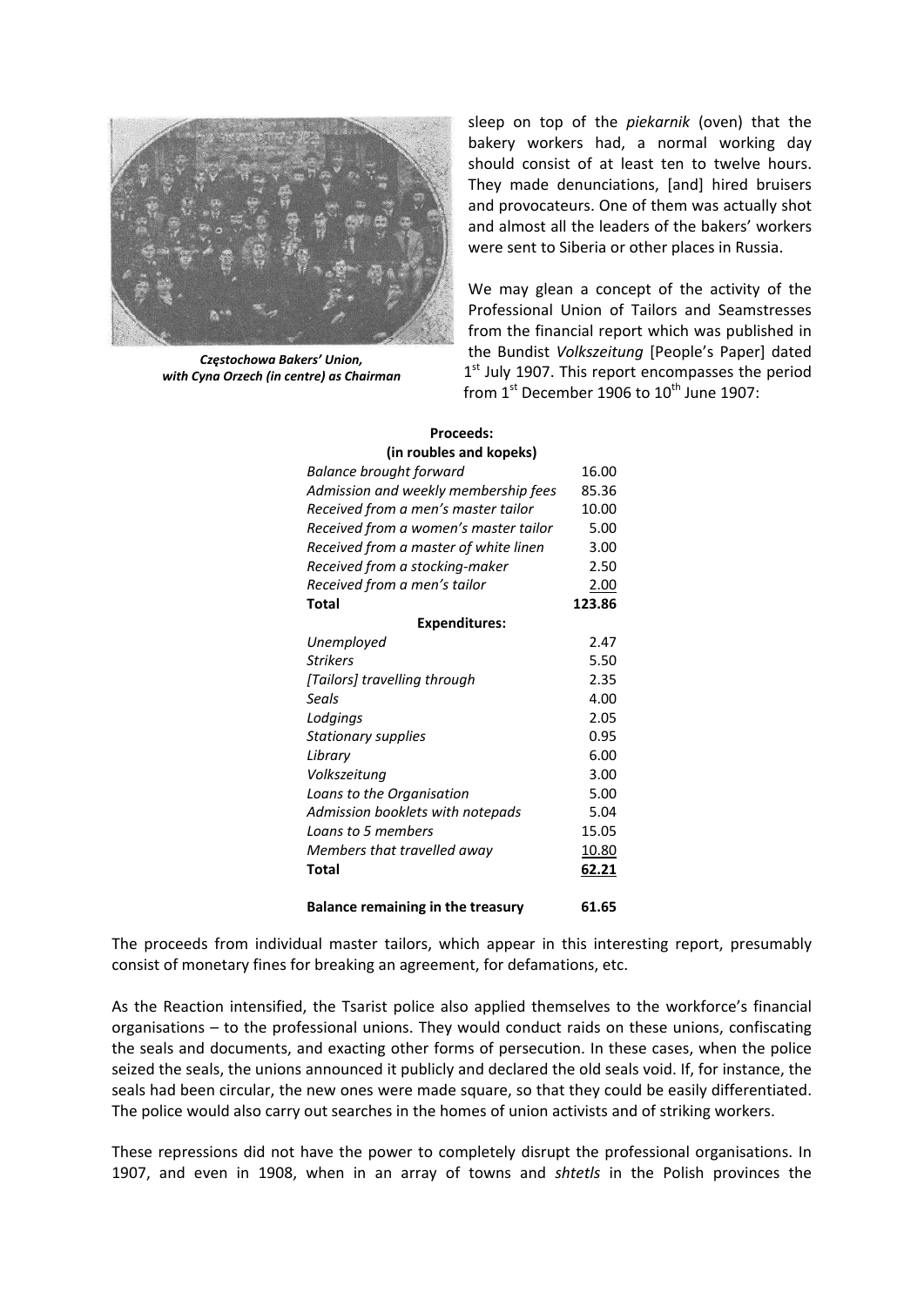sleep on top of the *piekarnik* (oven) that the bakery workers had, a normal working day should consist of at least ten to twelve hours. They made denunciations, [and] hired bruisers and provocateurs. One of them was actually shot and almost all the leaders of the bakers' workers were sent to Siberia or other places in Russia.

***Częstochowa Bakers' Union, with Cyna Orzech (in centre) as Chairman***

We may glean a concept of the activity of the Professional Union of Tailors and Seamstresses from the financial report which was published in the Bundist *Volkszeitung* [People's Paper] dated 1st July 1907. This report encompasses the period from 1st December 1906 to 10th June 1907:

| **Proceeds:** (in roubles and kopeks) | |
|---|---|
| *Balance brought forward* | 16.00 |
| *Admission and weekly membership fees* | 85.36 |
| *Received from a men's master tailor* | 10.00 |
| *Received from a women's master tailor* | 5.00 |
| *Received from a master of white linen* | 3.00 |
| *Received from a stocking-maker* | 2.50 |
| *Received from a men's tailor* | 2.00 |
| **Total** | **123.86** |
| **Expenditures:** | |
| *Unemployed* | 2.47 |
| *Strikers* | 5.50 |
| *[Tailors] travelling through* | 2.35 |
| *Seals* | 4.00 |
| *Lodgings* | 2.05 |
| *Stationary supplies* | 0.95 |
| *Library* | 6.00 |
| *Volkszeitung* | 3.00 |
| *Loans to the Organisation* | 5.00 |
| *Admission booklets with notepads* | 5.04 |
| *Loans to 5 members* | 15.05 |
| *Members that travelled away* | 10.80 |
| **Total** | **62.21** |
| **Balance remaining in the treasury** | **61.65** |

The proceeds from individual master tailors, which appear in this interesting report, presumably consist of monetary fines for breaking an agreement, for defamations, etc.

As the Reaction intensified, the Tsarist police also applied themselves to the workforce's financial organisations – to the professional unions. They would conduct raids on these unions, confiscating the seals and documents, and exacting other forms of persecution. In these cases, when the police seized the seals, the unions announced it publicly and declared the old seals void. If, for instance, the seals had been circular, the new ones were made square, so that they could be easily differentiated. The police would also carry out searches in the homes of union activists and of striking workers.

These repressions did not have the power to completely disrupt the professional organisations. In 1907, and even in 1908, when in an array of towns and *shtetls* in the Polish provinces the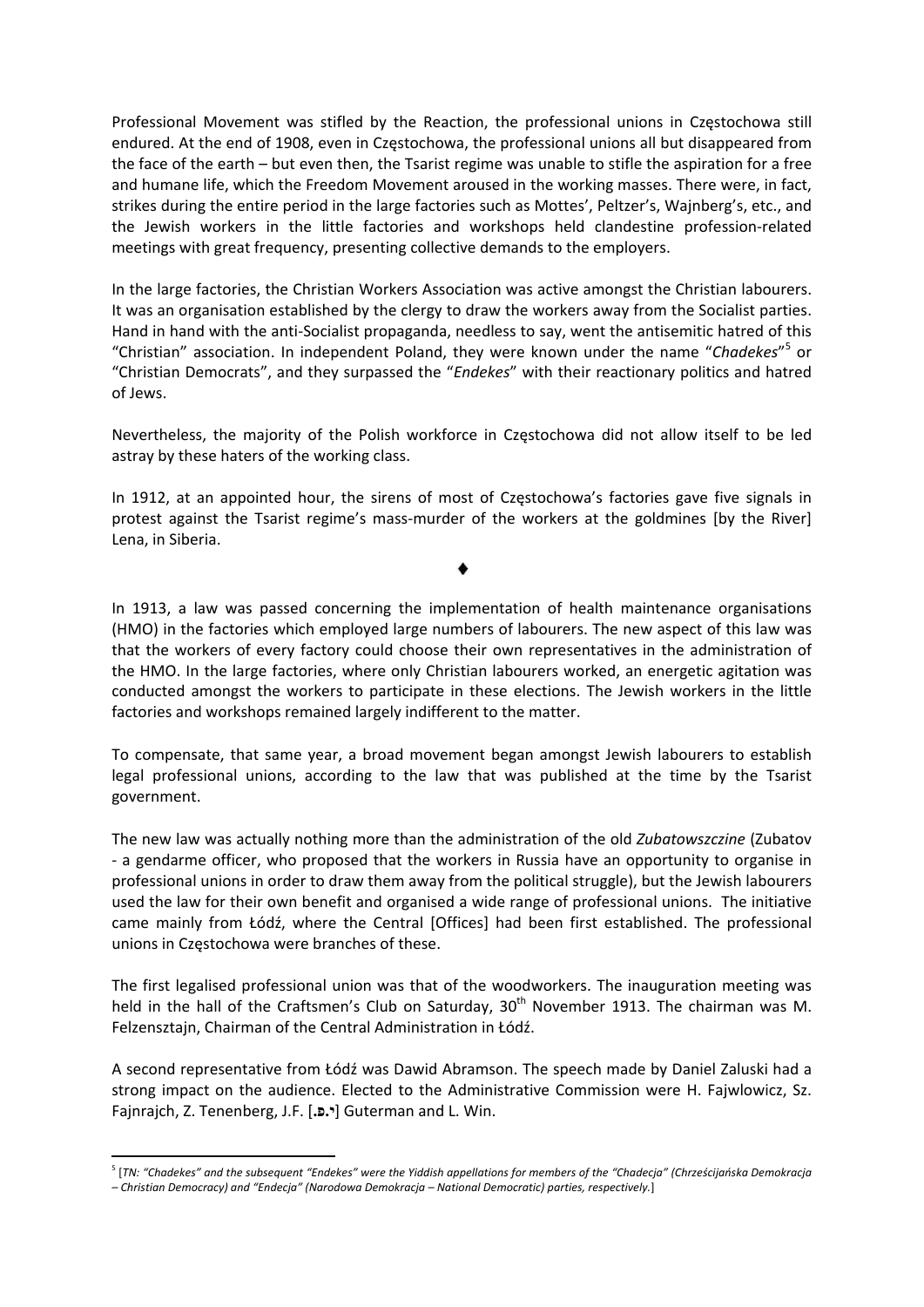Professional Movement was stifled by the Reaction, the professional unions in Częstochowa still endured. At the end of 1908, even in Częstochowa, the professional unions all but disappeared from the face of the earth – but even then, the Tsarist regime was unable to stifle the aspiration for a free and humane life, which the Freedom Movement aroused in the working masses. There were, in fact, strikes during the entire period in the large factories such as Mottes', Peltzer's, Wajnberg's, etc., and the Jewish workers in the little factories and workshops held clandestine profession-related meetings with great frequency, presenting collective demands to the employers.

In the large factories, the Christian Workers Association was active amongst the Christian labourers. It was an organisation established by the clergy to draw the workers away from the Socialist parties. Hand in hand with the anti-Socialist propaganda, needless to say, went the antisemitic hatred of this "Christian" association. In independent Poland, they were known under the name "*Chadekes*"[5] or "Christian Democrats", and they surpassed the "*Endekes*" with their reactionary politics and hatred of Jews.

Nevertheless, the majority of the Polish workforce in Częstochowa did not allow itself to be led astray by these haters of the working class.

In 1912, at an appointed hour, the sirens of most of Częstochowa's factories gave five signals in protest against the Tsarist regime's mass-murder of the workers at the goldmines [by the River] Lena, in Siberia.

♦

In 1913, a law was passed concerning the implementation of health maintenance organisations (HMO) in the factories which employed large numbers of labourers. The new aspect of this law was that the workers of every factory could choose their own representatives in the administration of the HMO. In the large factories, where only Christian labourers worked, an energetic agitation was conducted amongst the workers to participate in these elections. The Jewish workers in the little factories and workshops remained largely indifferent to the matter.

To compensate, that same year, a broad movement began amongst Jewish labourers to establish legal professional unions, according to the law that was published at the time by the Tsarist government.

The new law was actually nothing more than the administration of the old *Zubatowszczine* (Zubatov - a gendarme officer, who proposed that the workers in Russia have an opportunity to organise in professional unions in order to draw them away from the political struggle), but the Jewish labourers used the law for their own benefit and organised a wide range of professional unions. The initiative came mainly from Łódź, where the Central [Offices] had been first established. The professional unions in Częstochowa were branches of these.

The first legalised professional union was that of the woodworkers. The inauguration meeting was held in the hall of the Craftsmen's Club on Saturday, 30th November 1913. The chairman was M. Felzensztajn, Chairman of the Central Administration in Łódź.

A second representative from Łódź was Dawid Abramson. The speech made by Daniel Zaluski had a strong impact on the audience. Elected to the Administrative Commission were H. Fajwlowicz, Sz. Fajnrajch, Z. Tenenberg, J.F. [**י.פ.**] Guterman and L. Win.

---

[5] [*TN: "Chadekes" and the subsequent "Endekes" were the Yiddish appellations for members of the "Chadecja" (Chrześcijańska Demokracja – Christian Democracy) and "Endecja" (Narodowa Demokracja – National Democratic) parties, respectively.*]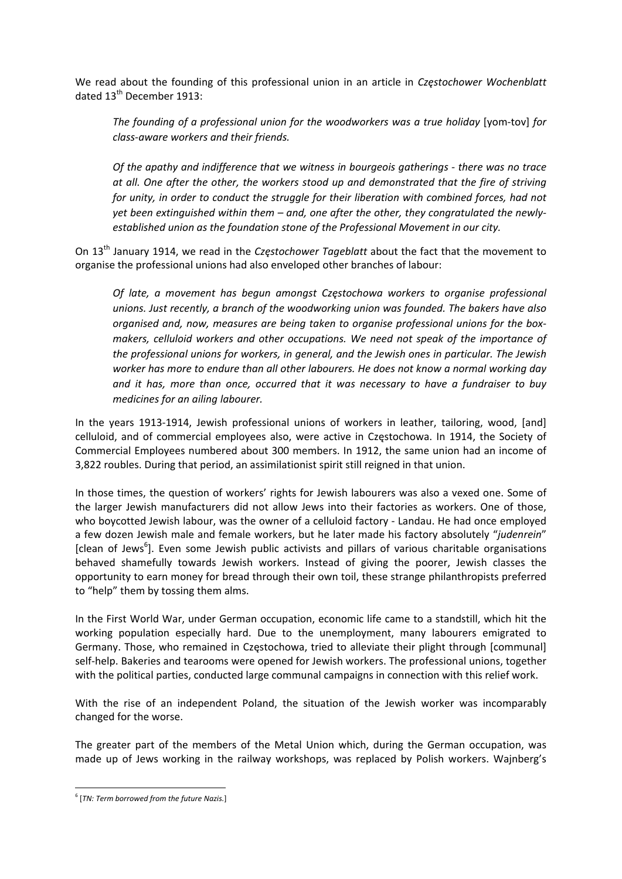We read about the founding of this professional union in an article in *Częstochower Wochenblatt* dated 13th December 1913:

> *The founding of a professional union for the woodworkers was a true holiday* [yom-tov] *for class-aware workers and their friends.*
>
> *Of the apathy and indifference that we witness in bourgeois gatherings - there was no trace at all. One after the other, the workers stood up and demonstrated that the fire of striving for unity, in order to conduct the struggle for their liberation with combined forces, had not yet been extinguished within them – and, one after the other, they congratulated the newly-established union as the foundation stone of the Professional Movement in our city.*

On 13th January 1914, we read in the *Częstochower Tageblatt* about the fact that the movement to organise the professional unions had also enveloped other branches of labour:

> *Of late, a movement has begun amongst Częstochowa workers to organise professional unions. Just recently, a branch of the woodworking union was founded. The bakers have also organised and, now, measures are being taken to organise professional unions for the box-makers, celluloid workers and other occupations. We need not speak of the importance of the professional unions for workers, in general, and the Jewish ones in particular. The Jewish worker has more to endure than all other labourers. He does not know a normal working day and it has, more than once, occurred that it was necessary to have a fundraiser to buy medicines for an ailing labourer.*

In the years 1913-1914, Jewish professional unions of workers in leather, tailoring, wood, [and] celluloid, and of commercial employees also, were active in Częstochowa. In 1914, the Society of Commercial Employees numbered about 300 members. In 1912, the same union had an income of 3,822 roubles. During that period, an assimilationist spirit still reigned in that union.

In those times, the question of workers' rights for Jewish labourers was also a vexed one. Some of the larger Jewish manufacturers did not allow Jews into their factories as workers. One of those, who boycotted Jewish labour, was the owner of a celluloid factory - Landau. He had once employed a few dozen Jewish male and female workers, but he later made his factory absolutely "*judenrein*" [clean of Jews[6]]. Even some Jewish public activists and pillars of various charitable organisations behaved shamefully towards Jewish workers. Instead of giving the poorer, Jewish classes the opportunity to earn money for bread through their own toil, these strange philanthropists preferred to "help" them by tossing them alms.

In the First World War, under German occupation, economic life came to a standstill, which hit the working population especially hard. Due to the unemployment, many labourers emigrated to Germany. Those, who remained in Częstochowa, tried to alleviate their plight through [communal] self-help. Bakeries and tearooms were opened for Jewish workers. The professional unions, together with the political parties, conducted large communal campaigns in connection with this relief work.

With the rise of an independent Poland, the situation of the Jewish worker was incomparably changed for the worse.

The greater part of the members of the Metal Union which, during the German occupation, was made up of Jews working in the railway workshops, was replaced by Polish workers. Wajnberg's

---

[6] [*TN: Term borrowed from the future Nazis.*]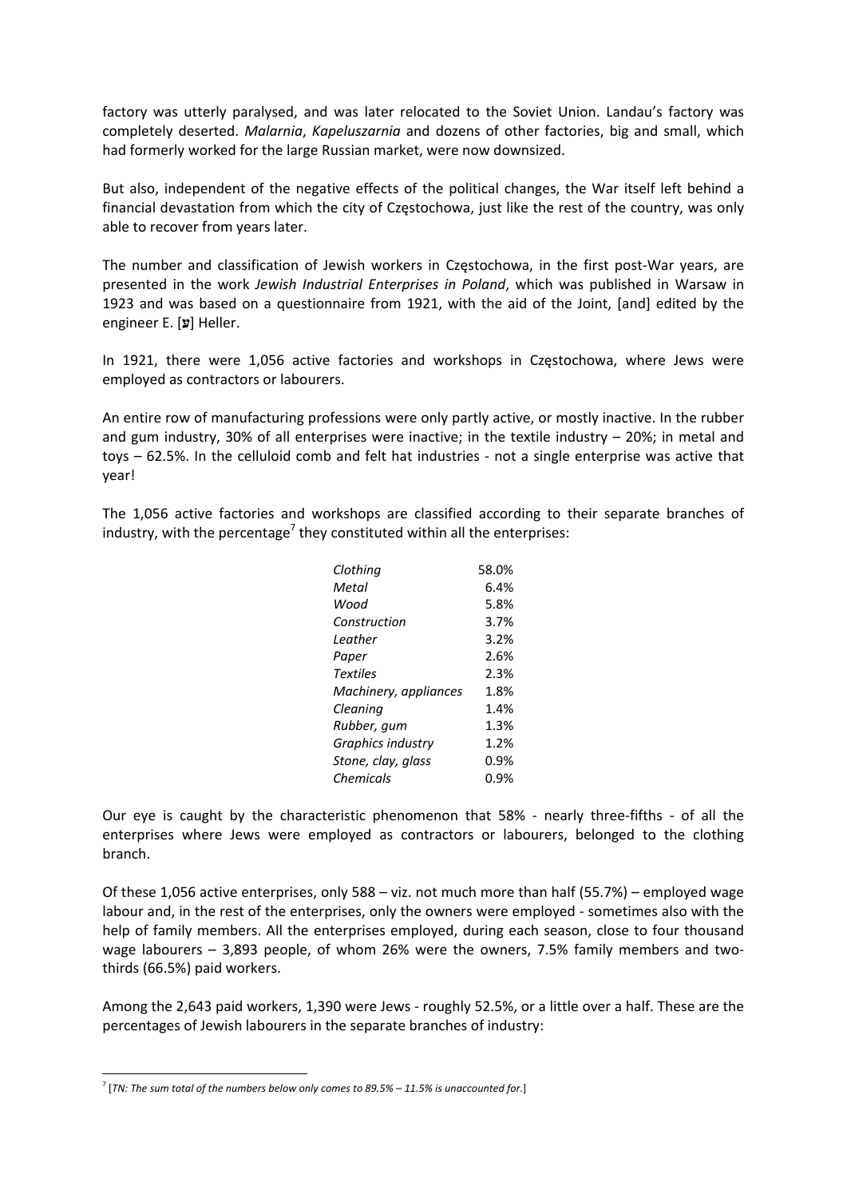factory was utterly paralysed, and was later relocated to the Soviet Union. Landau's factory was completely deserted. *Malarnia*, *Kapeluszarnia* and dozens of other factories, big and small, which had formerly worked for the large Russian market, were now downsized.

But also, independent of the negative effects of the political changes, the War itself left behind a financial devastation from which the city of Częstochowa, just like the rest of the country, was only able to recover from years later.

The number and classification of Jewish workers in Częstochowa, in the first post-War years, are presented in the work *Jewish Industrial Enterprises in Poland*, which was published in Warsaw in 1923 and was based on a questionnaire from 1921, with the aid of the Joint, [and] edited by the engineer E. [ע] Heller.

In 1921, there were 1,056 active factories and workshops in Częstochowa, where Jews were employed as contractors or labourers.

An entire row of manufacturing professions were only partly active, or mostly inactive. In the rubber and gum industry, 30% of all enterprises were inactive; in the textile industry – 20%; in metal and toys – 62.5%. In the celluloid comb and felt hat industries - not a single enterprise was active that year!

The 1,056 active factories and workshops are classified according to their separate branches of industry, with the percentage[7] they constituted within all the enterprises:

| | |
|---|---|
| *Clothing* | 58.0% |
| *Metal* | 6.4% |
| *Wood* | 5.8% |
| *Construction* | 3.7% |
| *Leather* | 3.2% |
| *Paper* | 2.6% |
| *Textiles* | 2.3% |
| *Machinery, appliances* | 1.8% |
| *Cleaning* | 1.4% |
| *Rubber, gum* | 1.3% |
| *Graphics industry* | 1.2% |
| *Stone, clay, glass* | 0.9% |
| *Chemicals* | 0.9% |

Our eye is caught by the characteristic phenomenon that 58% - nearly three-fifths - of all the enterprises where Jews were employed as contractors or labourers, belonged to the clothing branch.

Of these 1,056 active enterprises, only 588 – viz. not much more than half (55.7%) – employed wage labour and, in the rest of the enterprises, only the owners were employed - sometimes also with the help of family members. All the enterprises employed, during each season, close to four thousand wage labourers – 3,893 people, of whom 26% were the owners, 7.5% family members and two-thirds (66.5%) paid workers.

Among the 2,643 paid workers, 1,390 were Jews - roughly 52.5%, or a little over a half. These are the percentages of Jewish labourers in the separate branches of industry:

[7] [*TN: The sum total of the numbers below only comes to 89.5% – 11.5% is unaccounted for.*]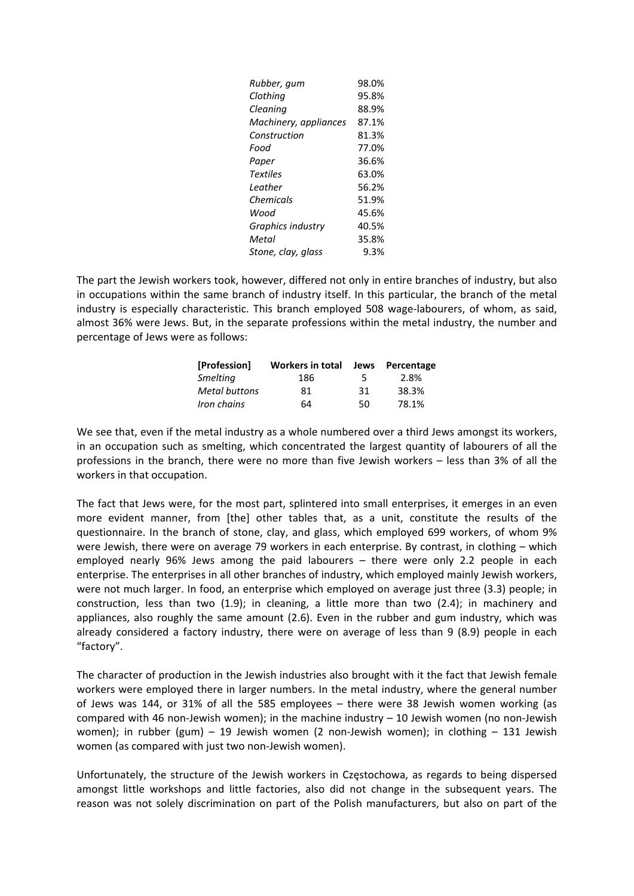| | |
|---|---|
| *Rubber, gum* | 98.0% |
| *Clothing* | 95.8% |
| *Cleaning* | 88.9% |
| *Machinery, appliances* | 87.1% |
| *Construction* | 81.3% |
| *Food* | 77.0% |
| *Paper* | 36.6% |
| *Textiles* | 63.0% |
| *Leather* | 56.2% |
| *Chemicals* | 51.9% |
| *Wood* | 45.6% |
| *Graphics industry* | 40.5% |
| *Metal* | 35.8% |
| *Stone, clay, glass* | 9.3% |

The part the Jewish workers took, however, differed not only in entire branches of industry, but also in occupations within the same branch of industry itself. In this particular, the branch of the metal industry is especially characteristic. This branch employed 508 wage-labourers, of whom, as said, almost 36% were Jews. But, in the separate professions within the metal industry, the number and percentage of Jews were as follows:

| [Profession] | Workers in total | Jews | Percentage |
|---|---|---|---|
| *Smelting* | 186 | 5 | 2.8% |
| *Metal buttons* | 81 | 31 | 38.3% |
| *Iron chains* | 64 | 50 | 78.1% |

We see that, even if the metal industry as a whole numbered over a third Jews amongst its workers, in an occupation such as smelting, which concentrated the largest quantity of labourers of all the professions in the branch, there were no more than five Jewish workers – less than 3% of all the workers in that occupation.

The fact that Jews were, for the most part, splintered into small enterprises, it emerges in an even more evident manner, from [the] other tables that, as a unit, constitute the results of the questionnaire. In the branch of stone, clay, and glass, which employed 699 workers, of whom 9% were Jewish, there were on average 79 workers in each enterprise. By contrast, in clothing – which employed nearly 96% Jews among the paid labourers – there were only 2.2 people in each enterprise. The enterprises in all other branches of industry, which employed mainly Jewish workers, were not much larger. In food, an enterprise which employed on average just three (3.3) people; in construction, less than two (1.9); in cleaning, a little more than two (2.4); in machinery and appliances, also roughly the same amount (2.6). Even in the rubber and gum industry, which was already considered a factory industry, there were on average of less than 9 (8.9) people in each "factory".

The character of production in the Jewish industries also brought with it the fact that Jewish female workers were employed there in larger numbers. In the metal industry, where the general number of Jews was 144, or 31% of all the 585 employees – there were 38 Jewish women working (as compared with 46 non-Jewish women); in the machine industry – 10 Jewish women (no non-Jewish women); in rubber (gum) – 19 Jewish women (2 non-Jewish women); in clothing – 131 Jewish women (as compared with just two non-Jewish women).

Unfortunately, the structure of the Jewish workers in Częstochowa, as regards to being dispersed amongst little workshops and little factories, also did not change in the subsequent years. The reason was not solely discrimination on part of the Polish manufacturers, but also on part of the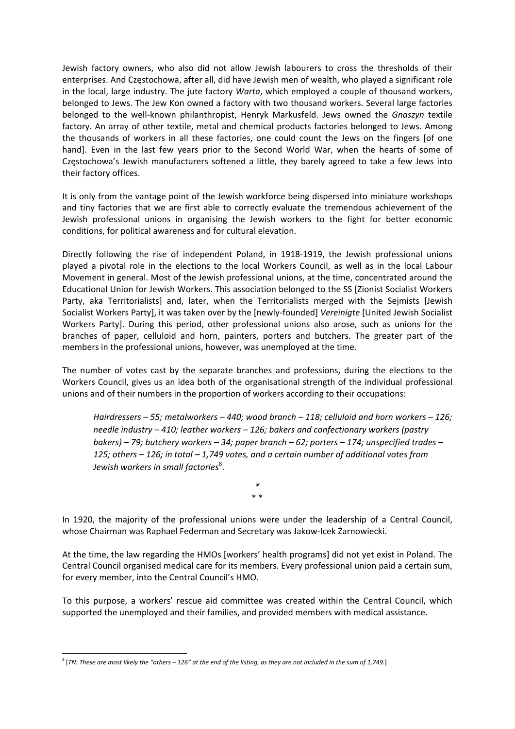Jewish factory owners, who also did not allow Jewish labourers to cross the thresholds of their enterprises. And Częstochowa, after all, did have Jewish men of wealth, who played a significant role in the local, large industry. The jute factory *Warta*, which employed a couple of thousand workers, belonged to Jews. The Jew Kon owned a factory with two thousand workers. Several large factories belonged to the well-known philanthropist, Henryk Markusfeld. Jews owned the *Gnaszyn* textile factory. An array of other textile, metal and chemical products factories belonged to Jews. Among the thousands of workers in all these factories, one could count the Jews on the fingers [of one hand]. Even in the last few years prior to the Second World War, when the hearts of some of Częstochowa's Jewish manufacturers softened a little, they barely agreed to take a few Jews into their factory offices.

It is only from the vantage point of the Jewish workforce being dispersed into miniature workshops and tiny factories that we are first able to correctly evaluate the tremendous achievement of the Jewish professional unions in organising the Jewish workers to the fight for better economic conditions, for political awareness and for cultural elevation.

Directly following the rise of independent Poland, in 1918-1919, the Jewish professional unions played a pivotal role in the elections to the local Workers Council, as well as in the local Labour Movement in general. Most of the Jewish professional unions, at the time, concentrated around the Educational Union for Jewish Workers. This association belonged to the SS [Zionist Socialist Workers Party, aka Territorialists] and, later, when the Territorialists merged with the Sejmists [Jewish Socialist Workers Party], it was taken over by the [newly-founded] *Vereinigte* [United Jewish Socialist Workers Party]. During this period, other professional unions also arose, such as unions for the branches of paper, celluloid and horn, painters, porters and butchers. The greater part of the members in the professional unions, however, was unemployed at the time.

The number of votes cast by the separate branches and professions, during the elections to the Workers Council, gives us an idea both of the organisational strength of the individual professional unions and of their numbers in the proportion of workers according to their occupations:

> *Hairdressers – 55; metalworkers – 440; wood branch – 118; celluloid and horn workers – 126; needle industry – 410; leather workers – 126; bakers and confectionary workers (pastry bakers) – 79; butchery workers – 34; paper branch – 62; porters – 174; unspecified trades – 125; others – 126; in total – 1,749 votes, and a certain number of additional votes from Jewish workers in small factories*[8].

\*
\* \*

In 1920, the majority of the professional unions were under the leadership of a Central Council, whose Chairman was Raphael Federman and Secretary was Jakow-Icek Żarnowiecki.

At the time, the law regarding the HMOs [workers' health programs] did not yet exist in Poland. The Central Council organised medical care for its members. Every professional union paid a certain sum, for every member, into the Central Council's HMO.

To this purpose, a workers' rescue aid committee was created within the Central Council, which supported the unemployed and their families, and provided members with medical assistance.

---

[8] [*TN: These are most likely the "others – 126" at the end of the listing, as they are not included in the sum of 1,749.*]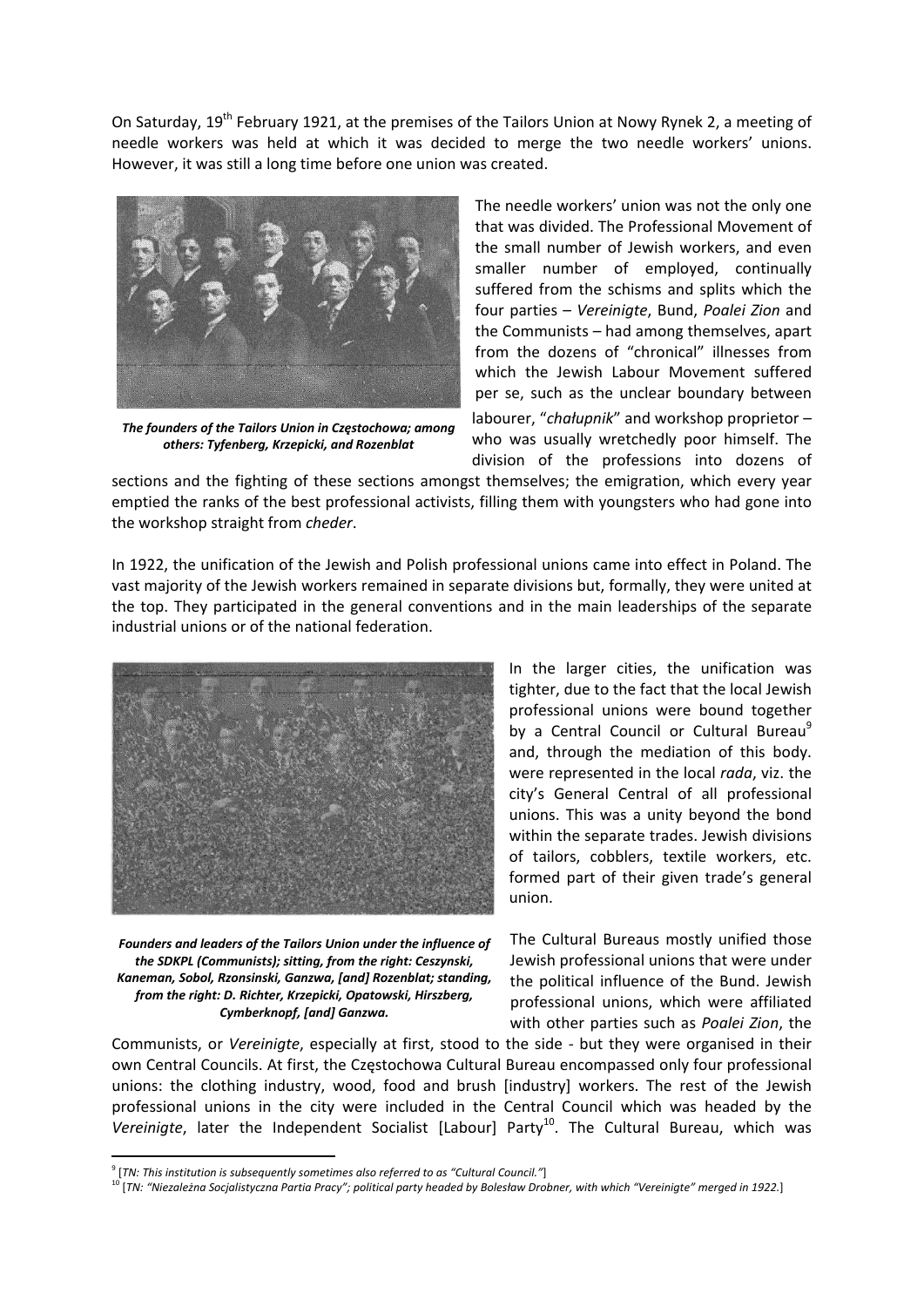On Saturday, 19th February 1921, at the premises of the Tailors Union at Nowy Rynek 2, a meeting of needle workers was held at which it was decided to merge the two needle workers' unions. However, it was still a long time before one union was created.

***The founders of the Tailors Union in Częstochowa; among others: Tyfenberg, Krzepicki, and Rozenblat***

The needle workers' union was not the only one that was divided. The Professional Movement of the small number of Jewish workers, and even smaller number of employed, continually suffered from the schisms and splits which the four parties – *Vereinigte*, Bund, *Poalei Zion* and the Communists – had among themselves, apart from the dozens of "chronical" illnesses from which the Jewish Labour Movement suffered per se, such as the unclear boundary between labourer, "*chałupnik*" and workshop proprietor – who was usually wretchedly poor himself. The division of the professions into dozens of sections and the fighting of these sections amongst themselves; the emigration, which every year emptied the ranks of the best professional activists, filling them with youngsters who had gone into the workshop straight from *cheder*.

In 1922, the unification of the Jewish and Polish professional unions came into effect in Poland. The vast majority of the Jewish workers remained in separate divisions but, formally, they were united at the top. They participated in the general conventions and in the main leaderships of the separate industrial unions or of the national federation.

***Founders and leaders of the Tailors Union under the influence of the SDKPL (Communists); sitting, from the right: Ceszynski, Kaneman, Sobol, Rzonsinski, Ganzwa, [and] Rozenblat; standing, from the right: D. Richter, Krzepicki, Opatowski, Hirszberg, Cymberknopf, [and] Ganzwa.***

In the larger cities, the unification was tighter, due to the fact that the local Jewish professional unions were bound together by a Central Council or Cultural Bureau[9] and, through the mediation of this body. were represented in the local *rada*, viz. the city's General Central of all professional unions. This was a unity beyond the bond within the separate trades. Jewish divisions of tailors, cobblers, textile workers, etc. formed part of their given trade's general union.

The Cultural Bureaus mostly unified those Jewish professional unions that were under the political influence of the Bund. Jewish professional unions, which were affiliated with other parties such as *Poalei Zion*, the Communists, or *Vereinigte*, especially at first, stood to the side - but they were organised in their own Central Councils. At first, the Częstochowa Cultural Bureau encompassed only four professional unions: the clothing industry, wood, food and brush [industry] workers. The rest of the Jewish professional unions in the city were included in the Central Council which was headed by the *Vereinigte*, later the Independent Socialist [Labour] Party[10]. The Cultural Bureau, which was

---

[9] [*TN: This institution is subsequently sometimes also referred to as "Cultural Council."*]

[10] [*TN: "Niezależna Socjalistyczna Partia Pracy"; political party headed by Bolesław Drobner, with which "Vereinigte" merged in 1922.*]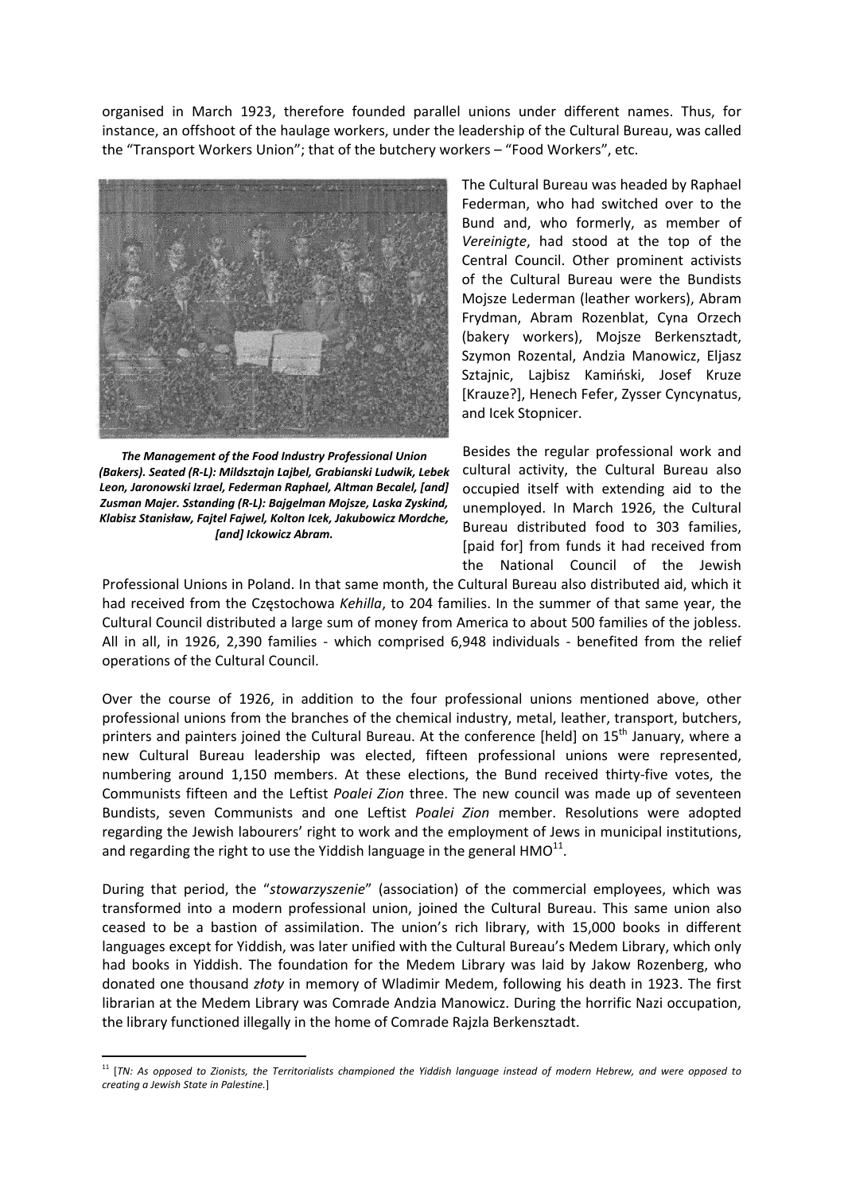organised in March 1923, therefore founded parallel unions under different names. Thus, for instance, an offshoot of the haulage workers, under the leadership of the Cultural Bureau, was called the "Transport Workers Union"; that of the butchery workers – "Food Workers", etc.

***The Management of the Food Industry Professional Union (Bakers). Seated (R-L): Mildsztajn Lajbel, Grabianski Ludwik, Lebek Leon, Jaronowski Izrael, Federman Raphael, Altman Becalel, [and] Zusman Majer. Sstanding (R-L): Bajgelman Mojsze, Laska Zyskind, Klabisz Stanisław, Fajtel Fajwel, Kolton Icek, Jakubowicz Mordche, [and] Ickowicz Abram.***

The Cultural Bureau was headed by Raphael Federman, who had switched over to the Bund and, who formerly, as member of *Vereinigte*, had stood at the top of the Central Council. Other prominent activists of the Cultural Bureau were the Bundists Mojsze Lederman (leather workers), Abram Frydman, Abram Rozenblat, Cyna Orzech (bakery workers), Mojsze Berkensztadt, Szymon Rozental, Andzia Manowicz, Eljasz Sztajnic, Lajbisz Kamiński, Josef Kruze [Krauze?], Henech Fefer, Zysser Cyncynatus, and Icek Stopnicer.

Besides the regular professional work and cultural activity, the Cultural Bureau also occupied itself with extending aid to the unemployed. In March 1926, the Cultural Bureau distributed food to 303 families, [paid for] from funds it had received from the National Council of the Jewish Professional Unions in Poland. In that same month, the Cultural Bureau also distributed aid, which it had received from the Częstochowa *Kehilla*, to 204 families. In the summer of that same year, the Cultural Council distributed a large sum of money from America to about 500 families of the jobless. All in all, in 1926, 2,390 families - which comprised 6,948 individuals - benefited from the relief operations of the Cultural Council.

Over the course of 1926, in addition to the four professional unions mentioned above, other professional unions from the branches of the chemical industry, metal, leather, transport, butchers, printers and painters joined the Cultural Bureau. At the conference [held] on 15th January, where a new Cultural Bureau leadership was elected, fifteen professional unions were represented, numbering around 1,150 members. At these elections, the Bund received thirty-five votes, the Communists fifteen and the Leftist *Poalei Zion* three. The new council was made up of seventeen Bundists, seven Communists and one Leftist *Poalei Zion* member. Resolutions were adopted regarding the Jewish labourers' right to work and the employment of Jews in municipal institutions, and regarding the right to use the Yiddish language in the general HMO[11].

During that period, the "*stowarzyszenie*" (association) of the commercial employees, which was transformed into a modern professional union, joined the Cultural Bureau. This same union also ceased to be a bastion of assimilation. The union's rich library, with 15,000 books in different languages except for Yiddish, was later unified with the Cultural Bureau's Medem Library, which only had books in Yiddish. The foundation for the Medem Library was laid by Jakow Rozenberg, who donated one thousand *złoty* in memory of Wladimir Medem, following his death in 1923. The first librarian at the Medem Library was Comrade Andzia Manowicz. During the horrific Nazi occupation, the library functioned illegally in the home of Comrade Rajzla Berkensztadt.

---

[11] [*TN: As opposed to Zionists, the Territorialists championed the Yiddish language instead of modern Hebrew, and were opposed to creating a Jewish State in Palestine.*]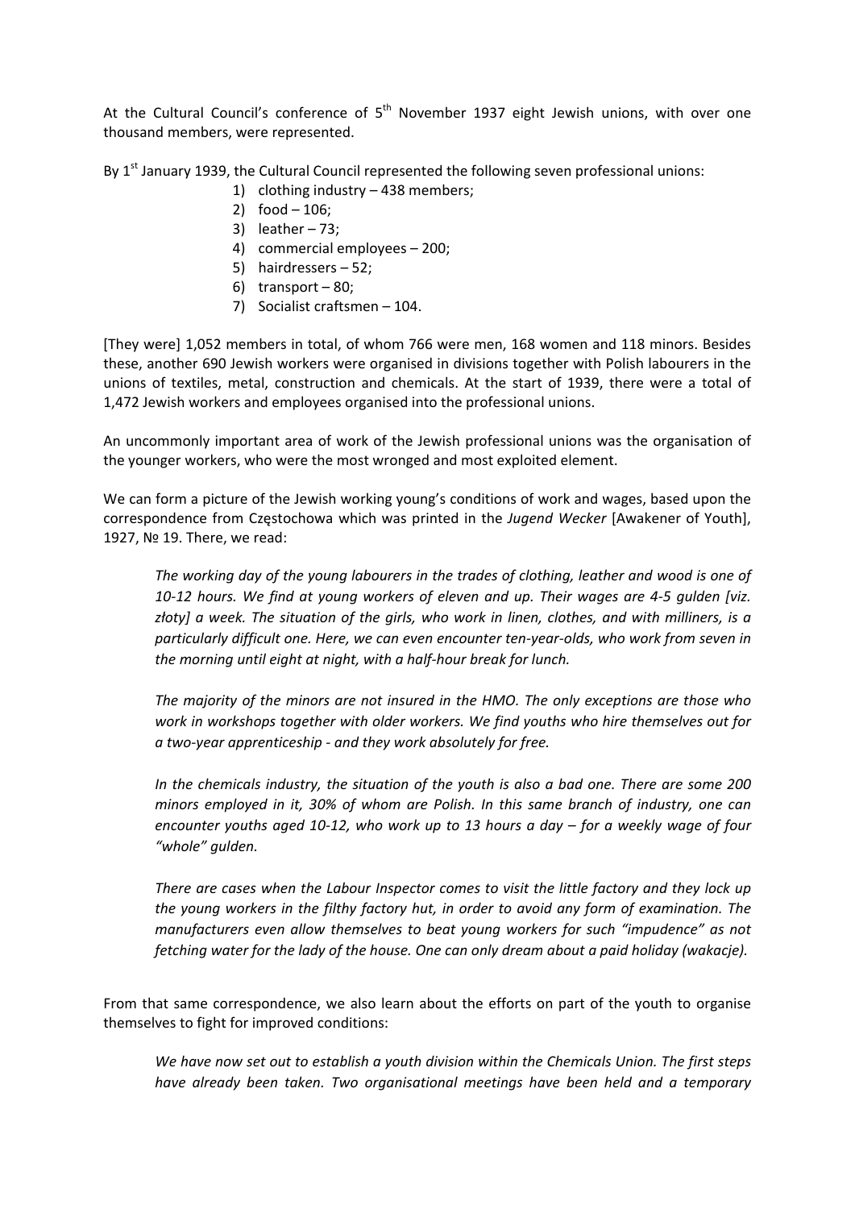At the Cultural Council's conference of 5th November 1937 eight Jewish unions, with over one thousand members, were represented.

By 1st January 1939, the Cultural Council represented the following seven professional unions:

1) clothing industry – 438 members;
2) food – 106;
3) leather – 73;
4) commercial employees – 200;
5) hairdressers – 52;
6) transport – 80;
7) Socialist craftsmen – 104.

[They were] 1,052 members in total, of whom 766 were men, 168 women and 118 minors. Besides these, another 690 Jewish workers were organised in divisions together with Polish labourers in the unions of textiles, metal, construction and chemicals. At the start of 1939, there were a total of 1,472 Jewish workers and employees organised into the professional unions.

An uncommonly important area of work of the Jewish professional unions was the organisation of the younger workers, who were the most wronged and most exploited element.

We can form a picture of the Jewish working young's conditions of work and wages, based upon the correspondence from Częstochowa which was printed in the *Jugend Wecker* [Awakener of Youth], 1927, № 19. There, we read:

> *The working day of the young labourers in the trades of clothing, leather and wood is one of 10-12 hours. We find at young workers of eleven and up. Their wages are 4-5 gulden [viz. złoty] a week. The situation of the girls, who work in linen, clothes, and with milliners, is a particularly difficult one. Here, we can even encounter ten-year-olds, who work from seven in the morning until eight at night, with a half-hour break for lunch.*
>
> *The majority of the minors are not insured in the HMO. The only exceptions are those who work in workshops together with older workers. We find youths who hire themselves out for a two-year apprenticeship - and they work absolutely for free.*
>
> *In the chemicals industry, the situation of the youth is also a bad one. There are some 200 minors employed in it, 30% of whom are Polish. In this same branch of industry, one can encounter youths aged 10-12, who work up to 13 hours a day – for a weekly wage of four "whole" gulden.*
>
> *There are cases when the Labour Inspector comes to visit the little factory and they lock up the young workers in the filthy factory hut, in order to avoid any form of examination. The manufacturers even allow themselves to beat young workers for such "impudence" as not fetching water for the lady of the house. One can only dream about a paid holiday (wakacje).*

From that same correspondence, we also learn about the efforts on part of the youth to organise themselves to fight for improved conditions:

> *We have now set out to establish a youth division within the Chemicals Union. The first steps have already been taken. Two organisational meetings have been held and a temporary*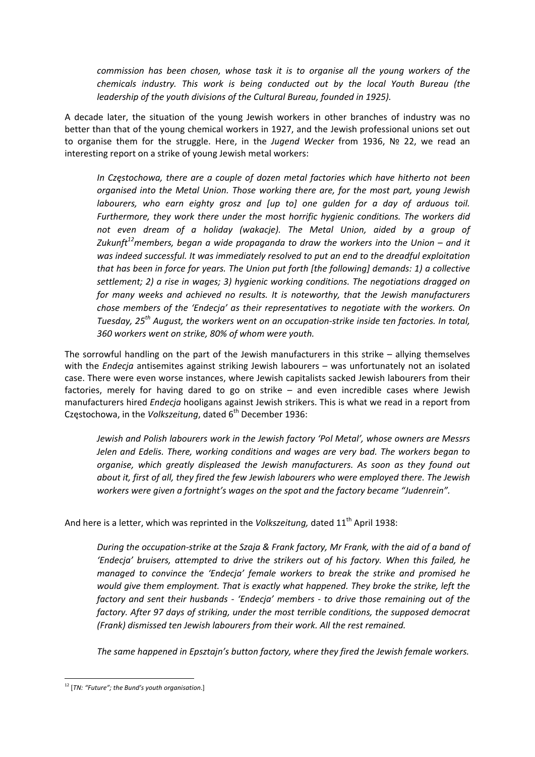*commission has been chosen, whose task it is to organise all the young workers of the chemicals industry. This work is being conducted out by the local Youth Bureau (the leadership of the youth divisions of the Cultural Bureau, founded in 1925).*

A decade later, the situation of the young Jewish workers in other branches of industry was no better than that of the young chemical workers in 1927, and the Jewish professional unions set out to organise them for the struggle. Here, in the *Jugend Wecker* from 1936, № 22, we read an interesting report on a strike of young Jewish metal workers:

> *In Częstochowa, there are a couple of dozen metal factories which have hitherto not been organised into the Metal Union. Those working there are, for the most part, young Jewish labourers, who earn eighty grosz and [up to] one gulden for a day of arduous toil. Furthermore, they work there under the most horrific hygienic conditions. The workers did not even dream of a holiday (wakacje). The Metal Union, aided by a group of Zukunft[12] members, began a wide propaganda to draw the workers into the Union – and it was indeed successful. It was immediately resolved to put an end to the dreadful exploitation that has been in force for years. The Union put forth [the following] demands: 1) a collective settlement; 2) a rise in wages; 3) hygienic working conditions. The negotiations dragged on for many weeks and achieved no results. It is noteworthy, that the Jewish manufacturers chose members of the 'Endecja' as their representatives to negotiate with the workers. On Tuesday, 25th August, the workers went on an occupation-strike inside ten factories. In total, 360 workers went on strike, 80% of whom were youth.*

The sorrowful handling on the part of the Jewish manufacturers in this strike – allying themselves with the *Endecja* antisemites against striking Jewish labourers – was unfortunately not an isolated case. There were even worse instances, where Jewish capitalists sacked Jewish labourers from their factories, merely for having dared to go on strike – and even incredible cases where Jewish manufacturers hired *Endecja* hooligans against Jewish strikers. This is what we read in a report from Częstochowa, in the *Volkszeitung*, dated 6th December 1936:

> *Jewish and Polish labourers work in the Jewish factory 'Pol Metal', whose owners are Messrs Jelen and Edelis. There, working conditions and wages are very bad. The workers began to organise, which greatly displeased the Jewish manufacturers. As soon as they found out about it, first of all, they fired the few Jewish labourers who were employed there. The Jewish workers were given a fortnight's wages on the spot and the factory became "Judenrein".*

And here is a letter, which was reprinted in the *Volkszeitung,* dated 11th April 1938:

> *During the occupation-strike at the Szaja & Frank factory, Mr Frank, with the aid of a band of 'Endecja' bruisers, attempted to drive the strikers out of his factory. When this failed, he managed to convince the 'Endecja' female workers to break the strike and promised he would give them employment. That is exactly what happened. They broke the strike, left the factory and sent their husbands - 'Endecja' members - to drive those remaining out of the factory. After 97 days of striking, under the most terrible conditions, the supposed democrat (Frank) dismissed ten Jewish labourers from their work. All the rest remained.*
>
> *The same happened in Epsztajn's button factory, where they fired the Jewish female workers.*

---

[12] [*TN: "Future"; the Bund's youth organisation*.]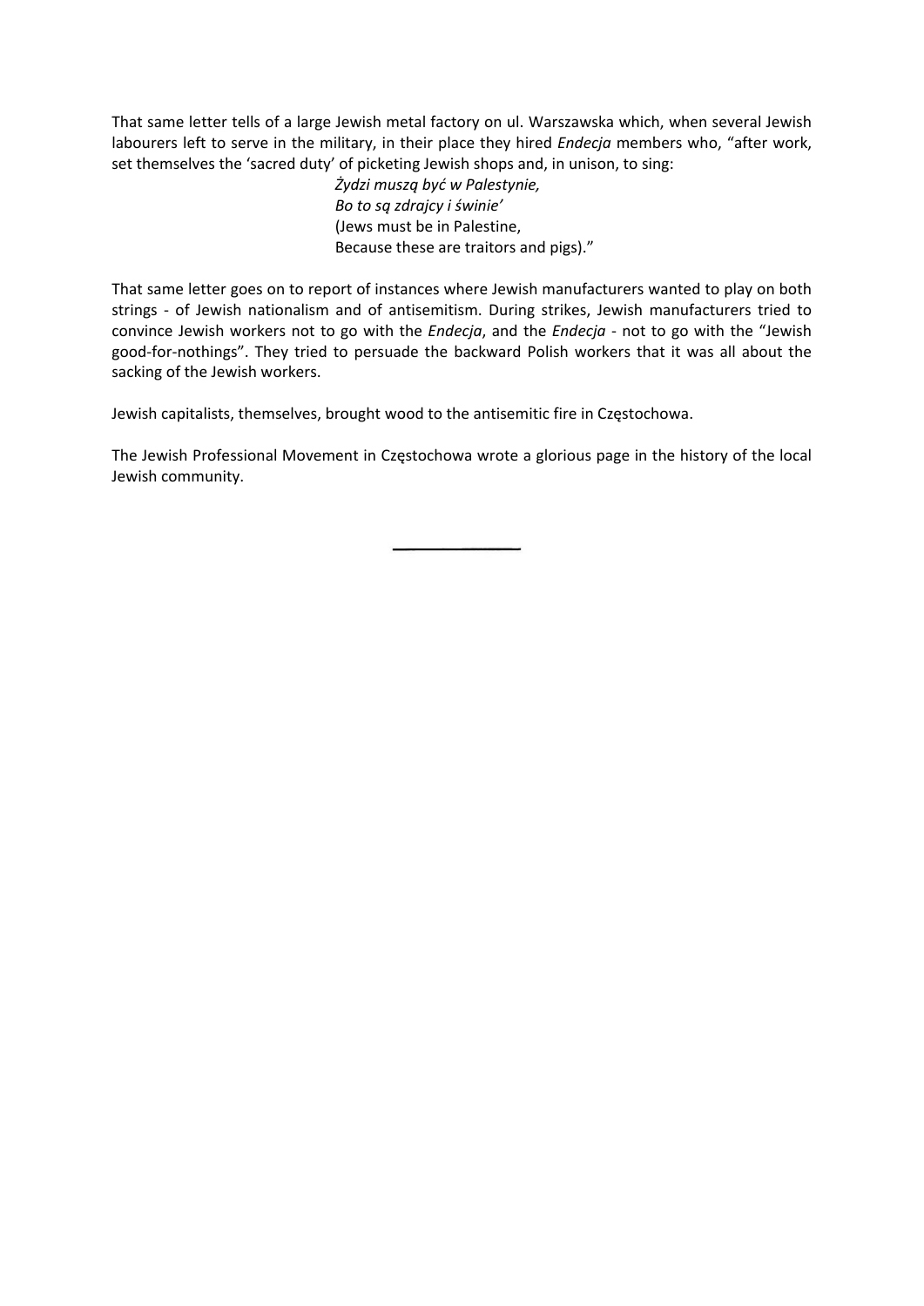That same letter tells of a large Jewish metal factory on ul. Warszawska which, when several Jewish labourers left to serve in the military, in their place they hired *Endecja* members who, "after work, set themselves the 'sacred duty' of picketing Jewish shops and, in unison, to sing:

> *Żydzi muszą być w Palestynie,*
> *Bo to są zdrajcy i świnie'*
> (Jews must be in Palestine,
> Because these are traitors and pigs)."

That same letter goes on to report of instances where Jewish manufacturers wanted to play on both strings - of Jewish nationalism and of antisemitism. During strikes, Jewish manufacturers tried to convince Jewish workers not to go with the *Endecja*, and the *Endecja* - not to go with the "Jewish good-for-nothings". They tried to persuade the backward Polish workers that it was all about the sacking of the Jewish workers.

Jewish capitalists, themselves, brought wood to the antisemitic fire in Częstochowa.

The Jewish Professional Movement in Częstochowa wrote a glorious page in the history of the local Jewish community.

---